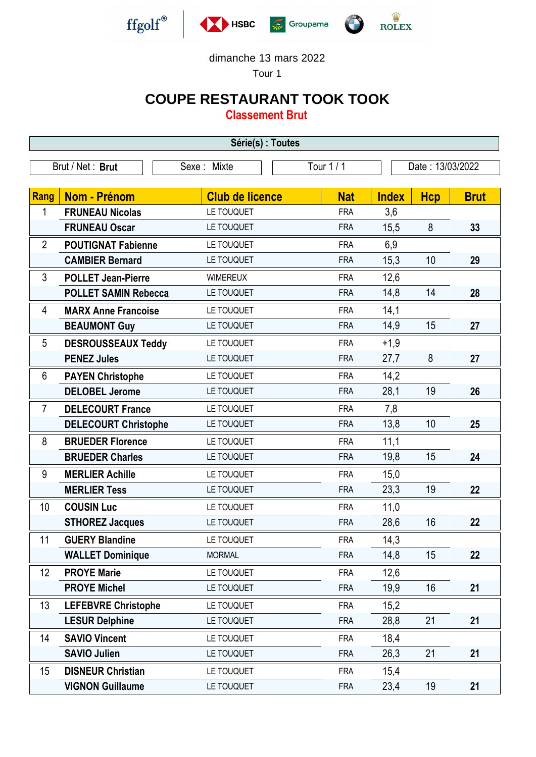ffgolf® HSBC Groupama BMW ROLEX

dimanche 13 mars 2022

Tour 1

# COUPE RESTAURANT TOOK TOOK

## Classement Brut

**Série(s) : Toutes**

| Brut / Net : **Brut** | Sexe : Mixte | Tour 1 / 1 | Date : 13/03/2022 |
|---|---|---|---|

| Rang | Nom - Prénom | Club de licence | Nat | Index | Hcp | Brut |
|---|---|---|---|---|---|---|
| 1 | **FRUNEAU Nicolas** | LE TOUQUET | FRA | 3,6 | | |
| | **FRUNEAU Oscar** | LE TOUQUET | FRA | 15,5 | 8 | **33** |
| 2 | **POUTIGNAT Fabienne** | LE TOUQUET | FRA | 6,9 | | |
| | **CAMBIER Bernard** | LE TOUQUET | FRA | 15,3 | 10 | **29** |
| 3 | **POLLET Jean-Pierre** | WIMEREUX | FRA | 12,6 | | |
| | **POLLET SAMIN Rebecca** | LE TOUQUET | FRA | 14,8 | 14 | **28** |
| 4 | **MARX Anne Francoise** | LE TOUQUET | FRA | 14,1 | | |
| | **BEAUMONT Guy** | LE TOUQUET | FRA | 14,9 | 15 | **27** |
| 5 | **DESROUSSEAUX Teddy** | LE TOUQUET | FRA | +1,9 | | |
| | **PENEZ Jules** | LE TOUQUET | FRA | 27,7 | 8 | **27** |
| 6 | **PAYEN Christophe** | LE TOUQUET | FRA | 14,2 | | |
| | **DELOBEL Jerome** | LE TOUQUET | FRA | 28,1 | 19 | **26** |
| 7 | **DELECOURT France** | LE TOUQUET | FRA | 7,8 | | |
| | **DELECOURT Christophe** | LE TOUQUET | FRA | 13,8 | 10 | **25** |
| 8 | **BRUEDER Florence** | LE TOUQUET | FRA | 11,1 | | |
| | **BRUEDER Charles** | LE TOUQUET | FRA | 19,8 | 15 | **24** |
| 9 | **MERLIER Achille** | LE TOUQUET | FRA | 15,0 | | |
| | **MERLIER Tess** | LE TOUQUET | FRA | 23,3 | 19 | **22** |
| 10 | **COUSIN Luc** | LE TOUQUET | FRA | 11,0 | | |
| | **STHOREZ Jacques** | LE TOUQUET | FRA | 28,6 | 16 | **22** |
| 11 | **GUERY Blandine** | LE TOUQUET | FRA | 14,3 | | |
| | **WALLET Dominique** | MORMAL | FRA | 14,8 | 15 | **22** |
| 12 | **PROYE Marie** | LE TOUQUET | FRA | 12,6 | | |
| | **PROYE Michel** | LE TOUQUET | FRA | 19,9 | 16 | **21** |
| 13 | **LEFEBVRE Christophe** | LE TOUQUET | FRA | 15,2 | | |
| | **LESUR Delphine** | LE TOUQUET | FRA | 28,8 | 21 | **21** |
| 14 | **SAVIO Vincent** | LE TOUQUET | FRA | 18,4 | | |
| | **SAVIO Julien** | LE TOUQUET | FRA | 26,3 | 21 | **21** |
| 15 | **DISNEUR Christian** | LE TOUQUET | FRA | 15,4 | | |
| | **VIGNON Guillaume** | LE TOUQUET | FRA | 23,4 | 19 | **21** |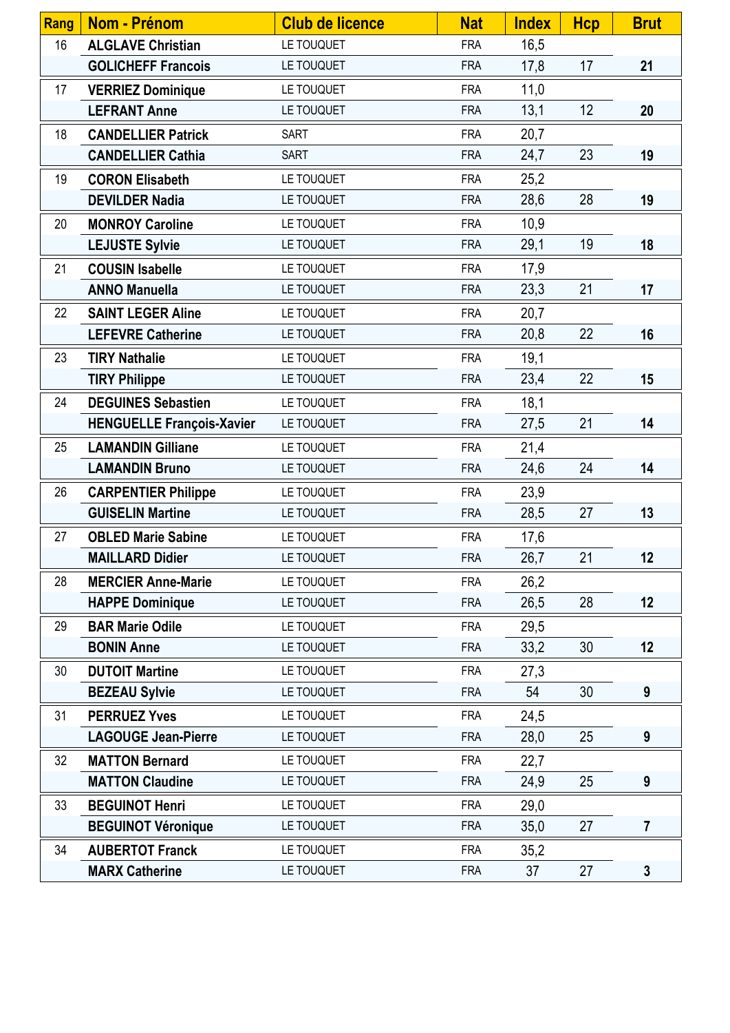| Rang | Nom - Prénom | Club de licence | Nat | Index | Hcp | Brut |
|---|---|---|---|---|---|---|
| 16 | **ALGLAVE Christian** | LE TOUQUET | FRA | 16,5 | | |
| | **GOLICHEFF Francois** | LE TOUQUET | FRA | 17,8 | 17 | **21** |
| 17 | **VERRIEZ Dominique** | LE TOUQUET | FRA | 11,0 | | |
| | **LEFRANT Anne** | LE TOUQUET | FRA | 13,1 | 12 | **20** |
| 18 | **CANDELLIER Patrick** | SART | FRA | 20,7 | | |
| | **CANDELLIER Cathia** | SART | FRA | 24,7 | 23 | **19** |
| 19 | **CORON Elisabeth** | LE TOUQUET | FRA | 25,2 | | |
| | **DEVILDER Nadia** | LE TOUQUET | FRA | 28,6 | 28 | **19** |
| 20 | **MONROY Caroline** | LE TOUQUET | FRA | 10,9 | | |
| | **LEJUSTE Sylvie** | LE TOUQUET | FRA | 29,1 | 19 | **18** |
| 21 | **COUSIN Isabelle** | LE TOUQUET | FRA | 17,9 | | |
| | **ANNO Manuella** | LE TOUQUET | FRA | 23,3 | 21 | **17** |
| 22 | **SAINT LEGER Aline** | LE TOUQUET | FRA | 20,7 | | |
| | **LEFEVRE Catherine** | LE TOUQUET | FRA | 20,8 | 22 | **16** |
| 23 | **TIRY Nathalie** | LE TOUQUET | FRA | 19,1 | | |
| | **TIRY Philippe** | LE TOUQUET | FRA | 23,4 | 22 | **15** |
| 24 | **DEGUINES Sebastien** | LE TOUQUET | FRA | 18,1 | | |
| | **HENGUELLE François-Xavier** | LE TOUQUET | FRA | 27,5 | 21 | **14** |
| 25 | **LAMANDIN Gilliane** | LE TOUQUET | FRA | 21,4 | | |
| | **LAMANDIN Bruno** | LE TOUQUET | FRA | 24,6 | 24 | **14** |
| 26 | **CARPENTIER Philippe** | LE TOUQUET | FRA | 23,9 | | |
| | **GUISELIN Martine** | LE TOUQUET | FRA | 28,5 | 27 | **13** |
| 27 | **OBLED Marie Sabine** | LE TOUQUET | FRA | 17,6 | | |
| | **MAILLARD Didier** | LE TOUQUET | FRA | 26,7 | 21 | **12** |
| 28 | **MERCIER Anne-Marie** | LE TOUQUET | FRA | 26,2 | | |
| | **HAPPE Dominique** | LE TOUQUET | FRA | 26,5 | 28 | **12** |
| 29 | **BAR Marie Odile** | LE TOUQUET | FRA | 29,5 | | |
| | **BONIN Anne** | LE TOUQUET | FRA | 33,2 | 30 | **12** |
| 30 | **DUTOIT Martine** | LE TOUQUET | FRA | 27,3 | | |
| | **BEZEAU Sylvie** | LE TOUQUET | FRA | 54 | 30 | **9** |
| 31 | **PERRUEZ Yves** | LE TOUQUET | FRA | 24,5 | | |
| | **LAGOUGE Jean-Pierre** | LE TOUQUET | FRA | 28,0 | 25 | **9** |
| 32 | **MATTON Bernard** | LE TOUQUET | FRA | 22,7 | | |
| | **MATTON Claudine** | LE TOUQUET | FRA | 24,9 | 25 | **9** |
| 33 | **BEGUINOT Henri** | LE TOUQUET | FRA | 29,0 | | |
| | **BEGUINOT Véronique** | LE TOUQUET | FRA | 35,0 | 27 | **7** |
| 34 | **AUBERTOT Franck** | LE TOUQUET | FRA | 35,2 | | |
| | **MARX Catherine** | LE TOUQUET | FRA | 37 | 27 | **3** |